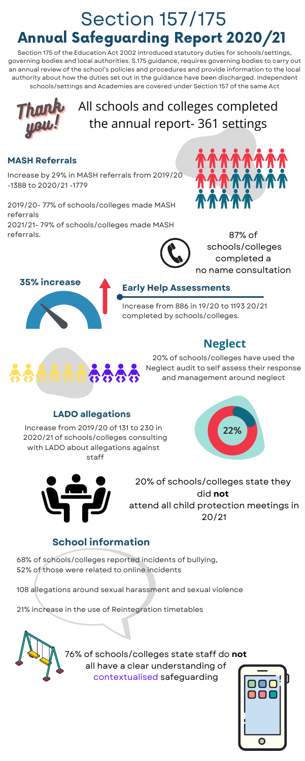# Section 157/175
# Annual Safeguarding Report 2020/21

Section 175 of the Education Act 2002 introduced statutory duties for schools/settings, governing bodies and local authorities. S.175 guidance, requires governing bodies to carry out an annual review of the school's policies and procedures and provide information to the local authority about how the duties set out in the guidance have been discharged. Independent schools/settings and Academies are covered under Section 157 of the same Act

Thank you!

All schools and colleges completed the annual report- 361 settings

### MASH Referrals

Increase by 29% in MASH referrals from 2019/20 -1388 to 2020/21 -1779

2019/20- 77% of schools/colleges made MASH referrals
2021/21- 79% of schools/colleges made MASH referrals.

87% of schools/colleges completed a no name consultation

**35% increase**

### Early Help Assessments

Increase from 886 in 19/20 to 1193 20/21 completed by schools/colleges.

## Neglect

20% of schools/colleges have used the Neglect audit to self assess their response and management around neglect

### LADO allegations

Increase from 2019/20 of 131 to 230 in 2020/21 of schools/colleges consulting with LADO about allegations against staff

22%

20% of schools/colleges state they did **not** attend all child protection meetings in 20/21

## School information

68% of schools/colleges reported incidents of bullying, 52% of those were related to online incidents

108 allegations around sexual harassment and sexual violence

21% increase in the use of Reintegration timetables

76% of schools/colleges state staff do **not** all have a clear understanding of contextualised safeguarding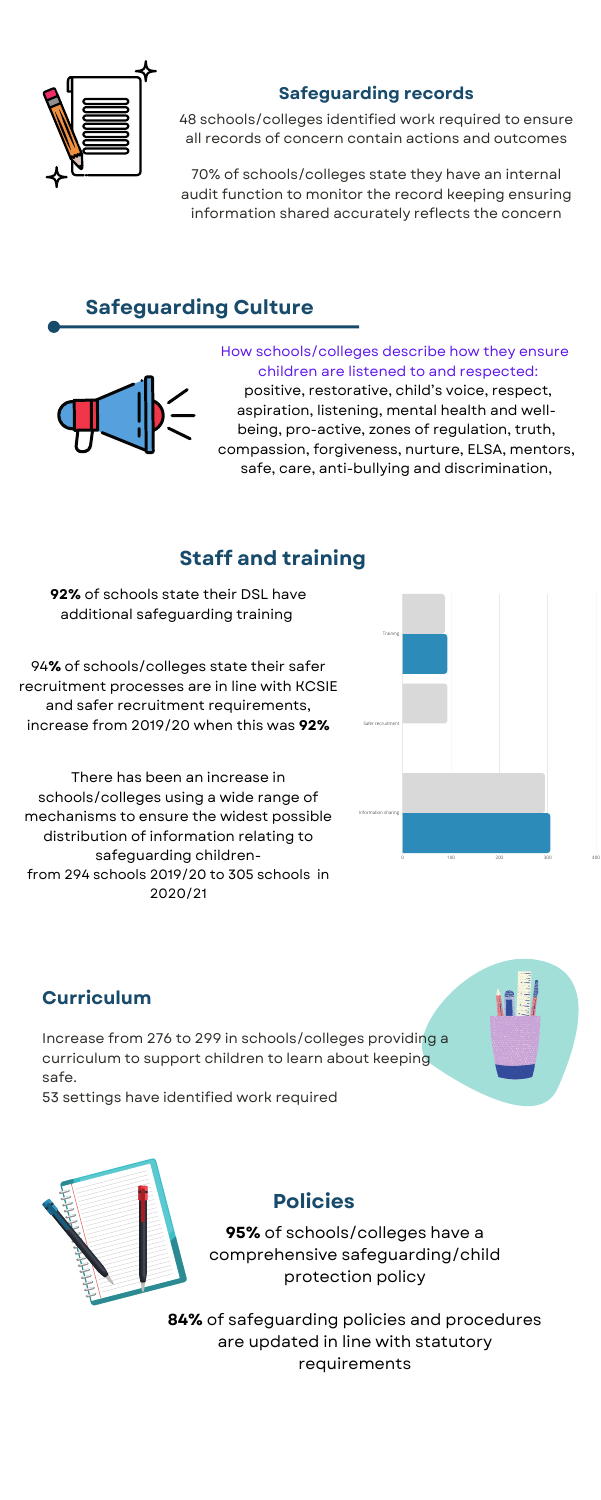### Safeguarding records

48 schools/colleges identified work required to ensure all records of concern contain actions and outcomes

70% of schools/colleges state they have an internal audit function to monitor the record keeping ensuring information shared accurately reflects the concern

## Safeguarding Culture

How schools/colleges describe how they ensure children are listened to and respected:

positive, restorative, child's voice, respect, aspiration, listening, mental health and well-being, pro-active, zones of regulation, truth, compassion, forgiveness, nurture, ELSA, mentors, safe, care, anti-bullying and discrimination,

## Staff and training

**92%** of schools state their DSL have additional safeguarding training

94**%** of schools/colleges state their safer recruitment processes are in line with KCSIE and safer recruitment requirements, increase from 2019/20 when this was **92%**

There has been an increase in schools/colleges using a wide range of mechanisms to ensure the widest possible distribution of information relating to safeguarding children- from 294 schools 2019/20 to 305 schools in 2020/21

Training
Safer recruitment
Information sharing
0 100 200 300 400

## Curriculum

Increase from 276 to 299 in schools/colleges providing a curriculum to support children to learn about keeping safe.
53 settings have identified work required

## Policies

**95%** of schools/colleges have a comprehensive safeguarding/child protection policy

**84%** of safeguarding policies and procedures are updated in line with statutory requirements